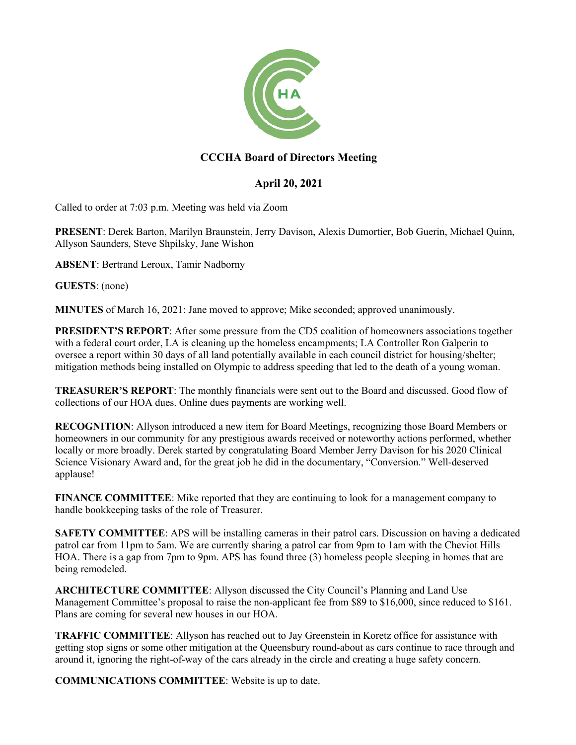# CCCHA Board of Directors Meeting

## April 20, 2021

Called to order at 7:03 p.m. Meeting was held via Zoom

**PRESENT**: Derek Barton, Marilyn Braunstein, Jerry Davison, Alexis Dumortier, Bob Guerin, Michael Quinn, Allyson Saunders, Steve Shpilsky, Jane Wishon

**ABSENT**: Bertrand Leroux, Tamir Nadborny

**GUESTS**: (none)

**MINUTES** of March 16, 2021: Jane moved to approve; Mike seconded; approved unanimously.

**PRESIDENT'S REPORT**: After some pressure from the CD5 coalition of homeowners associations together with a federal court order, LA is cleaning up the homeless encampments; LA Controller Ron Galperin to oversee a report within 30 days of all land potentially available in each council district for housing/shelter; mitigation methods being installed on Olympic to address speeding that led to the death of a young woman.

**TREASURER'S REPORT**: The monthly financials were sent out to the Board and discussed. Good flow of collections of our HOA dues. Online dues payments are working well.

**RECOGNITION**: Allyson introduced a new item for Board Meetings, recognizing those Board Members or homeowners in our community for any prestigious awards received or noteworthy actions performed, whether locally or more broadly. Derek started by congratulating Board Member Jerry Davison for his 2020 Clinical Science Visionary Award and, for the great job he did in the documentary, "Conversion." Well-deserved applause!

**FINANCE COMMITTEE**: Mike reported that they are continuing to look for a management company to handle bookkeeping tasks of the role of Treasurer.

**SAFETY COMMITTEE**: APS will be installing cameras in their patrol cars. Discussion on having a dedicated patrol car from 11pm to 5am. We are currently sharing a patrol car from 9pm to 1am with the Cheviot Hills HOA. There is a gap from 7pm to 9pm. APS has found three (3) homeless people sleeping in homes that are being remodeled.

**ARCHITECTURE COMMITTEE**: Allyson discussed the City Council's Planning and Land Use Management Committee's proposal to raise the non-applicant fee from $89 to $16,000, since reduced to $161. Plans are coming for several new houses in our HOA.

**TRAFFIC COMMITTEE**: Allyson has reached out to Jay Greenstein in Koretz office for assistance with getting stop signs or some other mitigation at the Queensbury round-about as cars continue to race through and around it, ignoring the right-of-way of the cars already in the circle and creating a huge safety concern.

**COMMUNICATIONS COMMITTEE**: Website is up to date.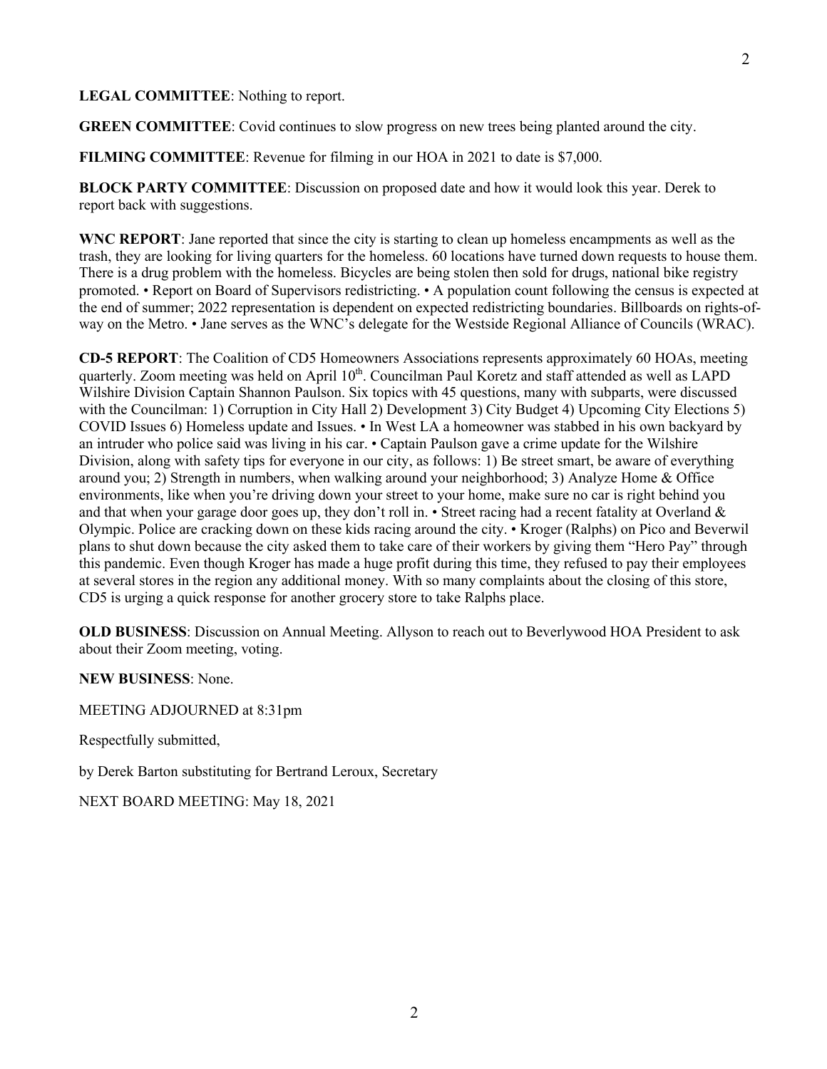**LEGAL COMMITTEE**: Nothing to report.

**GREEN COMMITTEE**: Covid continues to slow progress on new trees being planted around the city.

**FILMING COMMITTEE**: Revenue for filming in our HOA in 2021 to date is $7,000.

**BLOCK PARTY COMMITTEE**: Discussion on proposed date and how it would look this year. Derek to report back with suggestions.

**WNC REPORT**: Jane reported that since the city is starting to clean up homeless encampments as well as the trash, they are looking for living quarters for the homeless. 60 locations have turned down requests to house them. There is a drug problem with the homeless. Bicycles are being stolen then sold for drugs, national bike registry promoted. • Report on Board of Supervisors redistricting. • A population count following the census is expected at the end of summer; 2022 representation is dependent on expected redistricting boundaries. Billboards on rights-of-way on the Metro. • Jane serves as the WNC's delegate for the Westside Regional Alliance of Councils (WRAC).

**CD-5 REPORT**: The Coalition of CD5 Homeowners Associations represents approximately 60 HOAs, meeting quarterly. Zoom meeting was held on April 10th. Councilman Paul Koretz and staff attended as well as LAPD Wilshire Division Captain Shannon Paulson. Six topics with 45 questions, many with subparts, were discussed with the Councilman: 1) Corruption in City Hall 2) Development 3) City Budget 4) Upcoming City Elections 5) COVID Issues 6) Homeless update and Issues. • In West LA a homeowner was stabbed in his own backyard by an intruder who police said was living in his car. • Captain Paulson gave a crime update for the Wilshire Division, along with safety tips for everyone in our city, as follows: 1) Be street smart, be aware of everything around you; 2) Strength in numbers, when walking around your neighborhood; 3) Analyze Home & Office environments, like when you're driving down your street to your home, make sure no car is right behind you and that when your garage door goes up, they don't roll in. • Street racing had a recent fatality at Overland & Olympic. Police are cracking down on these kids racing around the city. • Kroger (Ralphs) on Pico and Beverwil plans to shut down because the city asked them to take care of their workers by giving them "Hero Pay" through this pandemic. Even though Kroger has made a huge profit during this time, they refused to pay their employees at several stores in the region any additional money. With so many complaints about the closing of this store, CD5 is urging a quick response for another grocery store to take Ralphs place.

**OLD BUSINESS**: Discussion on Annual Meeting. Allyson to reach out to Beverlywood HOA President to ask about their Zoom meeting, voting.

**NEW BUSINESS**: None.

MEETING ADJOURNED at 8:31pm

Respectfully submitted,

by Derek Barton substituting for Bertrand Leroux, Secretary

NEXT BOARD MEETING: May 18, 2021